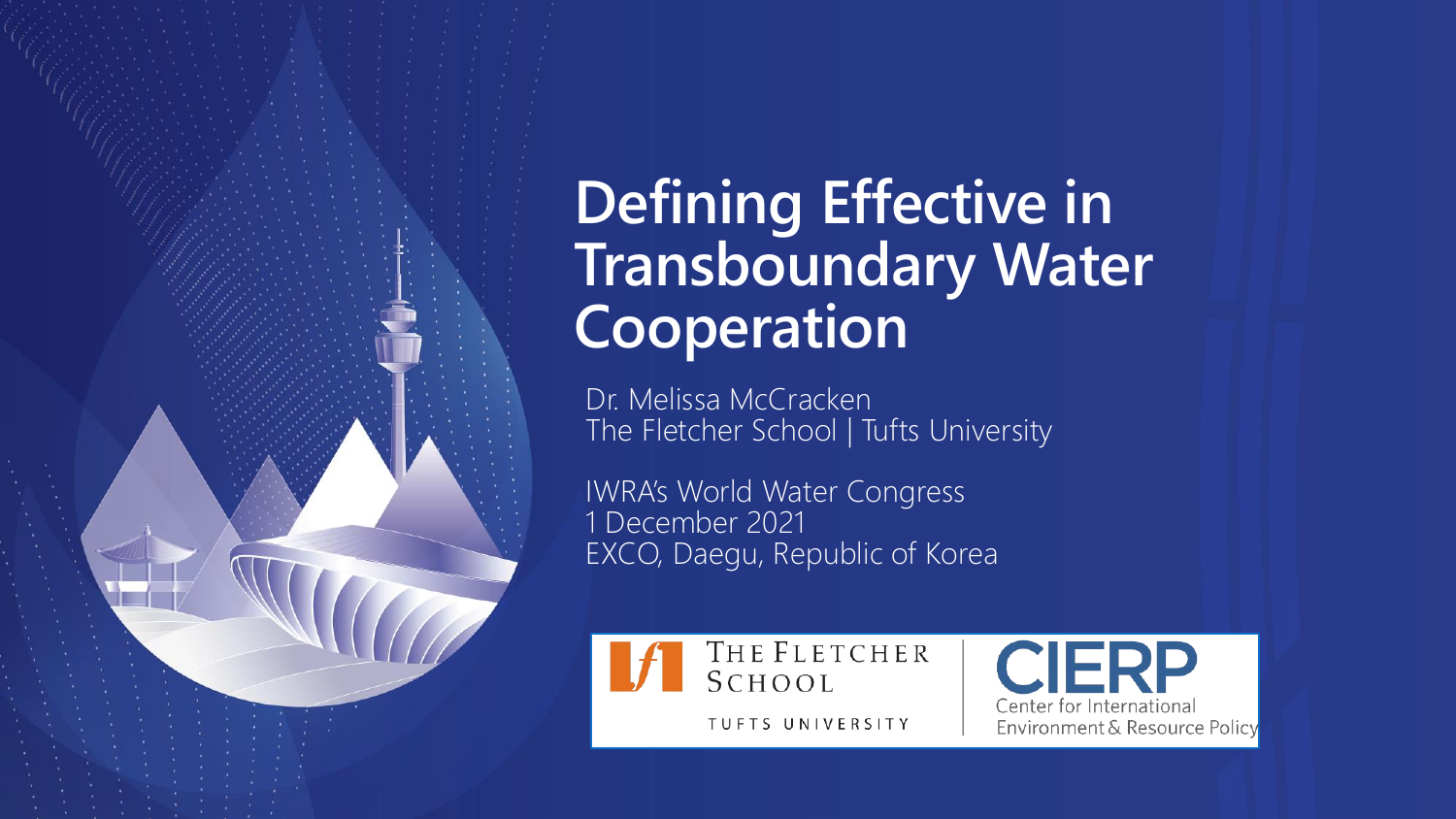# Defining Effective in Transboundary Water Cooperation

Dr. Melissa McCracken
The Fletcher School | Tufts University

IWRA's World Water Congress
1 December 2021
EXCO, Daegu, Republic of Korea

THE FLETCHER SCHOOL
TUFTS UNIVERSITY

CIERP
Center for International Environment & Resource Policy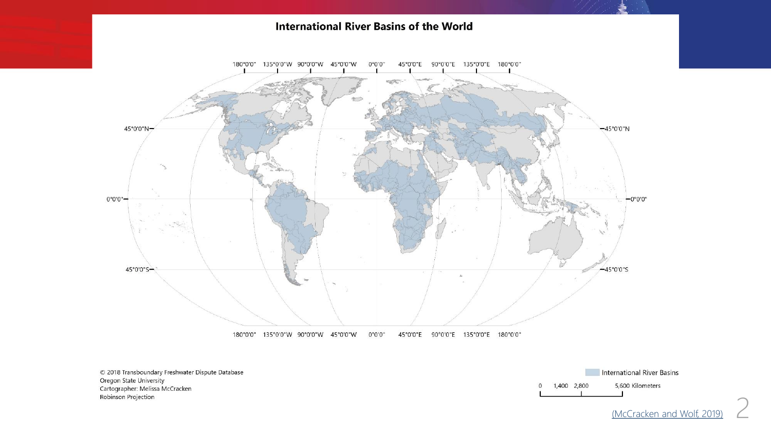## International River Basins of the World

180°0'0" 135°0'0"W 90°0'0"W 45°0'0"W 0°0'0" 45°0'0"E 90°0'0"E 135°0'0"E 180°0'0"

45°0'0"N

0°0'0"

45°0'0"S

© 2018 Transboundary Freshwater Dispute Database
Oregon State University
Cartographer: Melissa McCracken
Robinson Projection

International River Basins

0 1,400 2,800 5,600 Kilometers

(McCracken and Wolf, 2019)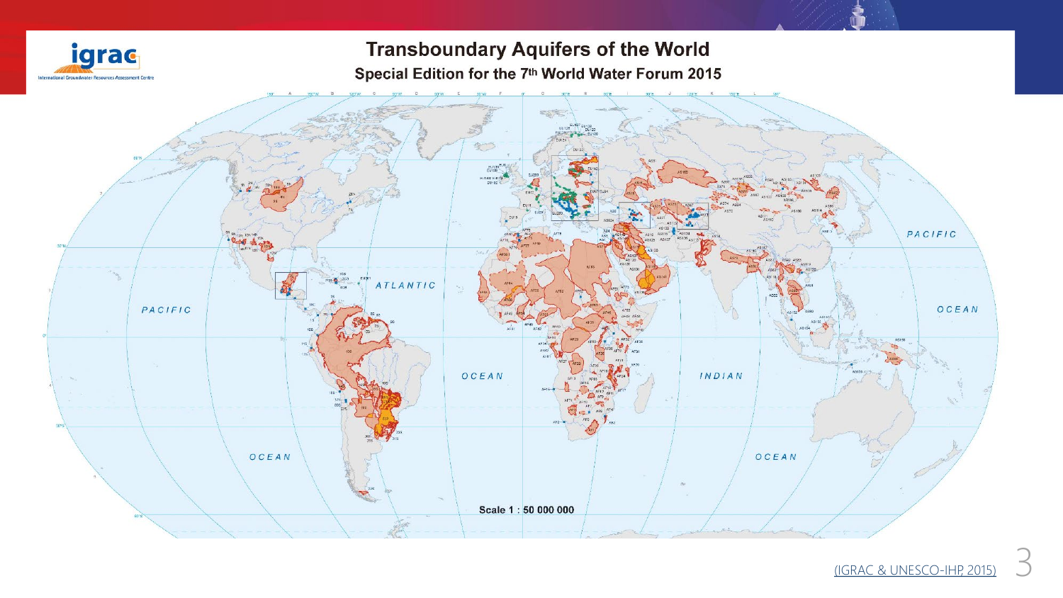# Transboundary Aquifers of the World

## Special Edition for the 7th World Water Forum 2015

(IGRAC & UNESCO-IHP, 2015)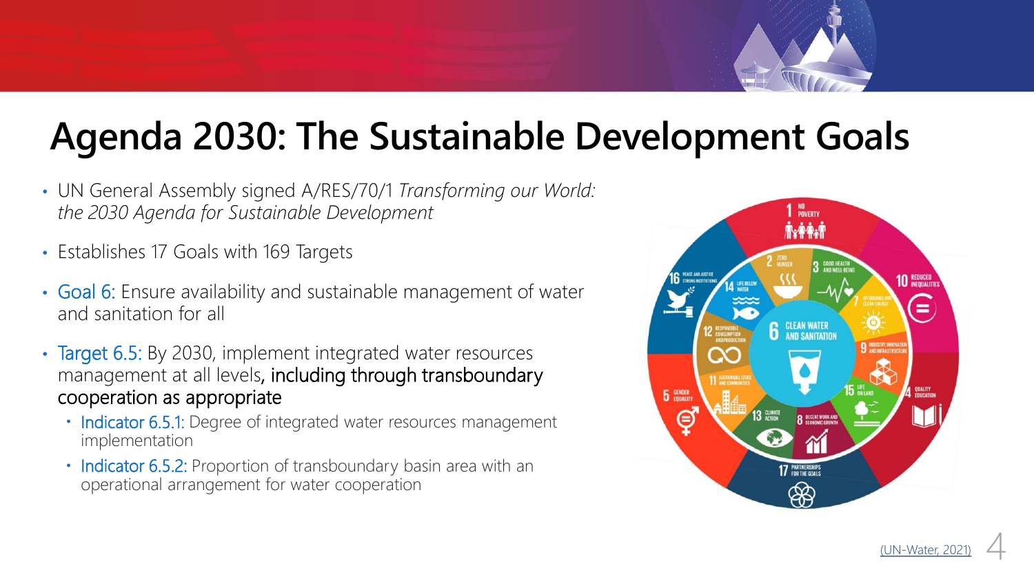# Agenda 2030: The Sustainable Development Goals

- UN General Assembly signed A/RES/70/1 *Transforming our World: the 2030 Agenda for Sustainable Development*
- Establishes 17 Goals with 169 Targets
- Goal 6: Ensure availability and sustainable management of water and sanitation for all
- Target 6.5: By 2030, implement integrated water resources management at all levels, including through transboundary cooperation as appropriate
  - Indicator 6.5.1: Degree of integrated water resources management implementation
  - Indicator 6.5.2: Proportion of transboundary basin area with an operational arrangement for water cooperation

(UN-Water, 2021)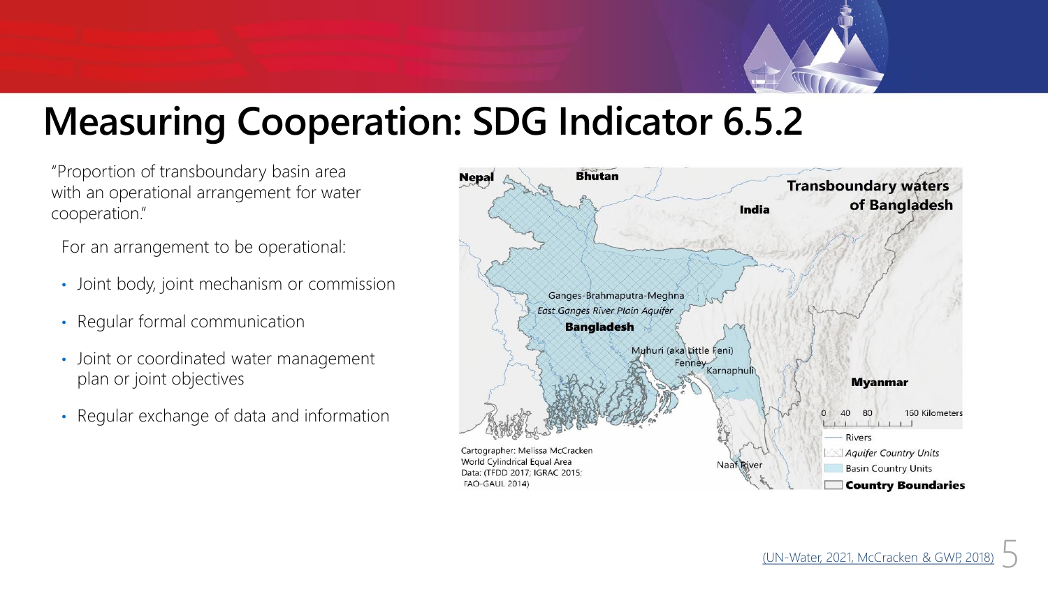# Measuring Cooperation: SDG Indicator 6.5.2

"Proportion of transboundary basin area with an operational arrangement for water cooperation."

For an arrangement to be operational:

- Joint body, joint mechanism or commission
- Regular formal communication
- Joint or coordinated water management plan or joint objectives
- Regular exchange of data and information

**Transboundary waters of Bangladesh**

Nepal, Bhutan, India, Bangladesh, Myanmar

Ganges-Brahmaputra-Meghna

*East Ganges River Plain Aquifer*

Muhuri (aka Little Feni), Fenney, Karnaphuli, Naaf River

0 40 80 160 Kilometers

Rivers

*Aquifer Country Units*

Basin Country Units

**Country Boundaries**

Cartographer: Melissa McCracken
World Cylindrical Equal Area
Data: (TFDD 2017; IGRAC 2015; FAO-GAUL 2014)

(UN-Water, 2021, McCracken & GWP, 2018)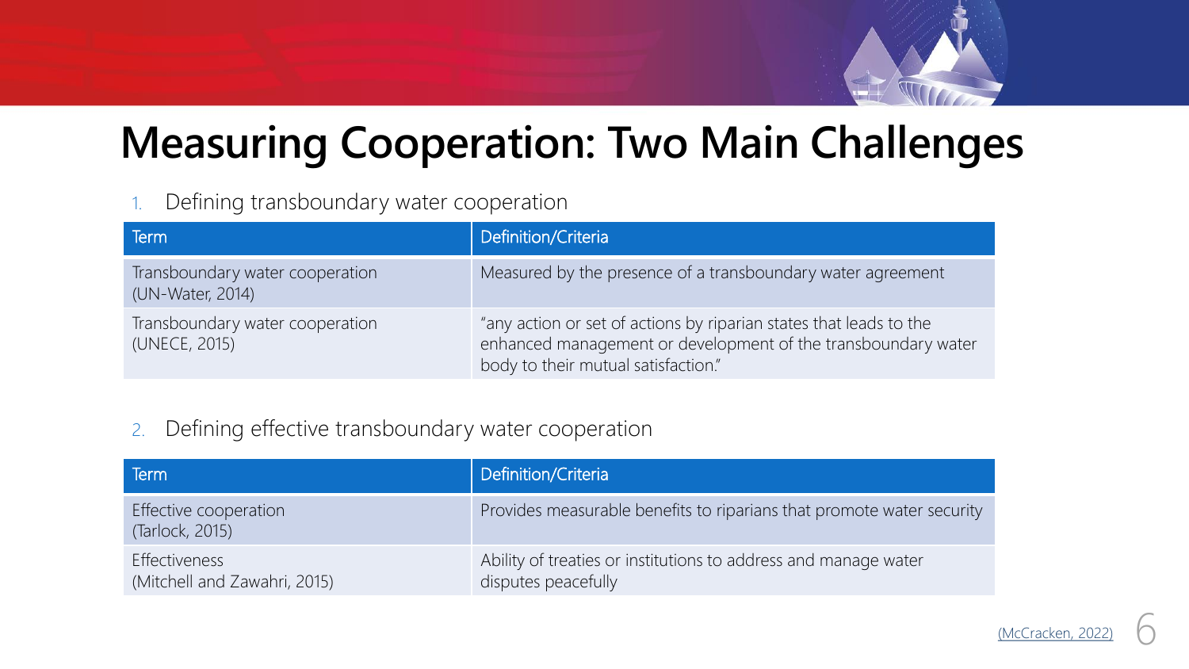# Measuring Cooperation: Two Main Challenges

1. Defining transboundary water cooperation

| Term | Definition/Criteria |
| --- | --- |
| Transboundary water cooperation (UN-Water, 2014) | Measured by the presence of a transboundary water agreement |
| Transboundary water cooperation (UNECE, 2015) | "any action or set of actions by riparian states that leads to the enhanced management or development of the transboundary water body to their mutual satisfaction." |

2. Defining effective transboundary water cooperation

| Term | Definition/Criteria |
| --- | --- |
| Effective cooperation (Tarlock, 2015) | Provides measurable benefits to riparians that promote water security |
| Effectiveness (Mitchell and Zawahri, 2015) | Ability of treaties or institutions to address and manage water disputes peacefully |

(McCracken, 2022)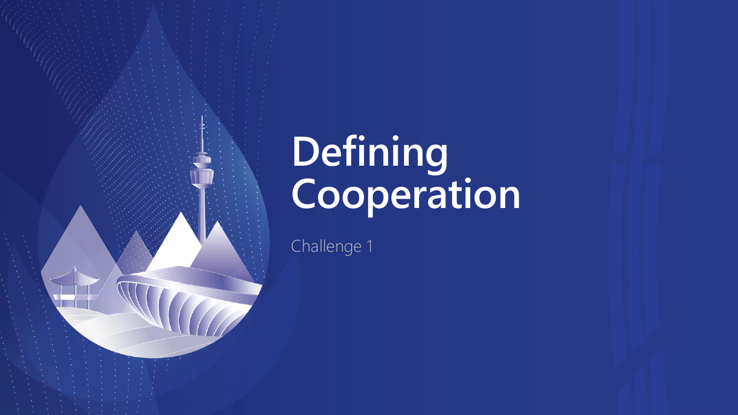# Defining Cooperation

Challenge 1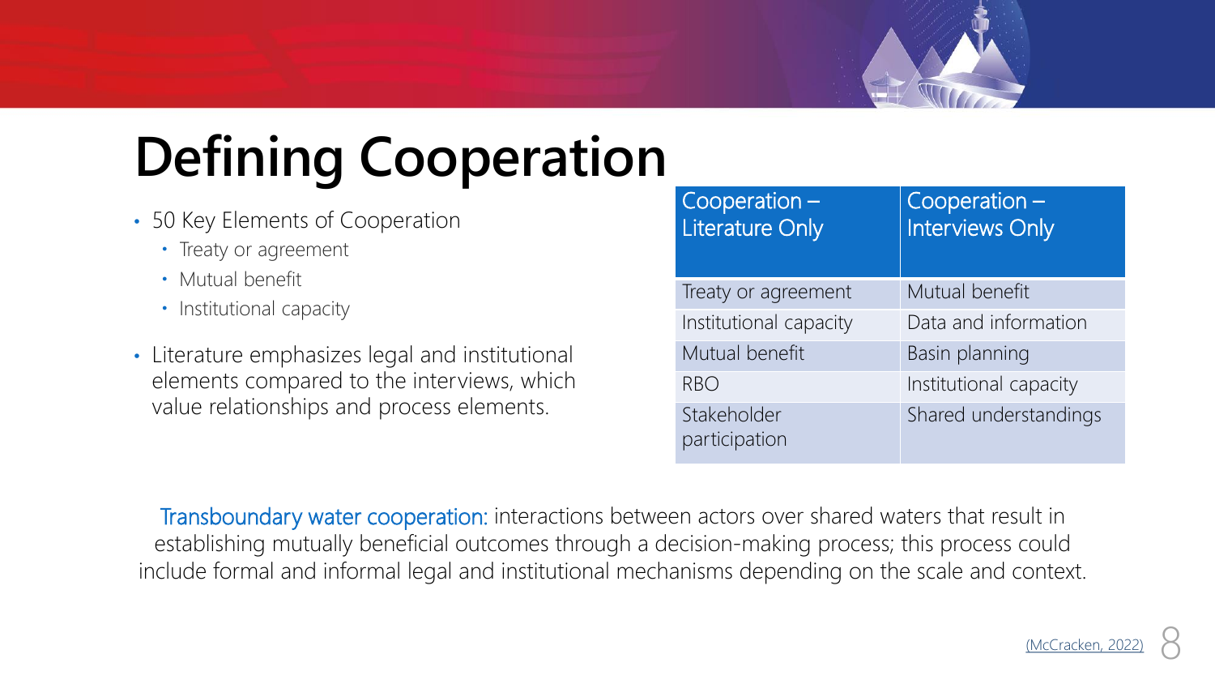# Defining Cooperation

- 50 Key Elements of Cooperation
  - Treaty or agreement
  - Mutual benefit
  - Institutional capacity
- Literature emphasizes legal and institutional elements compared to the interviews, which value relationships and process elements.

| Cooperation – Literature Only | Cooperation – Interviews Only |
|---|---|
| Treaty or agreement | Mutual benefit |
| Institutional capacity | Data and information |
| Mutual benefit | Basin planning |
| RBO | Institutional capacity |
| Stakeholder participation | Shared understandings |

Transboundary water cooperation: interactions between actors over shared waters that result in establishing mutually beneficial outcomes through a decision-making process; this process could include formal and informal legal and institutional mechanisms depending on the scale and context.

(McCracken, 2022)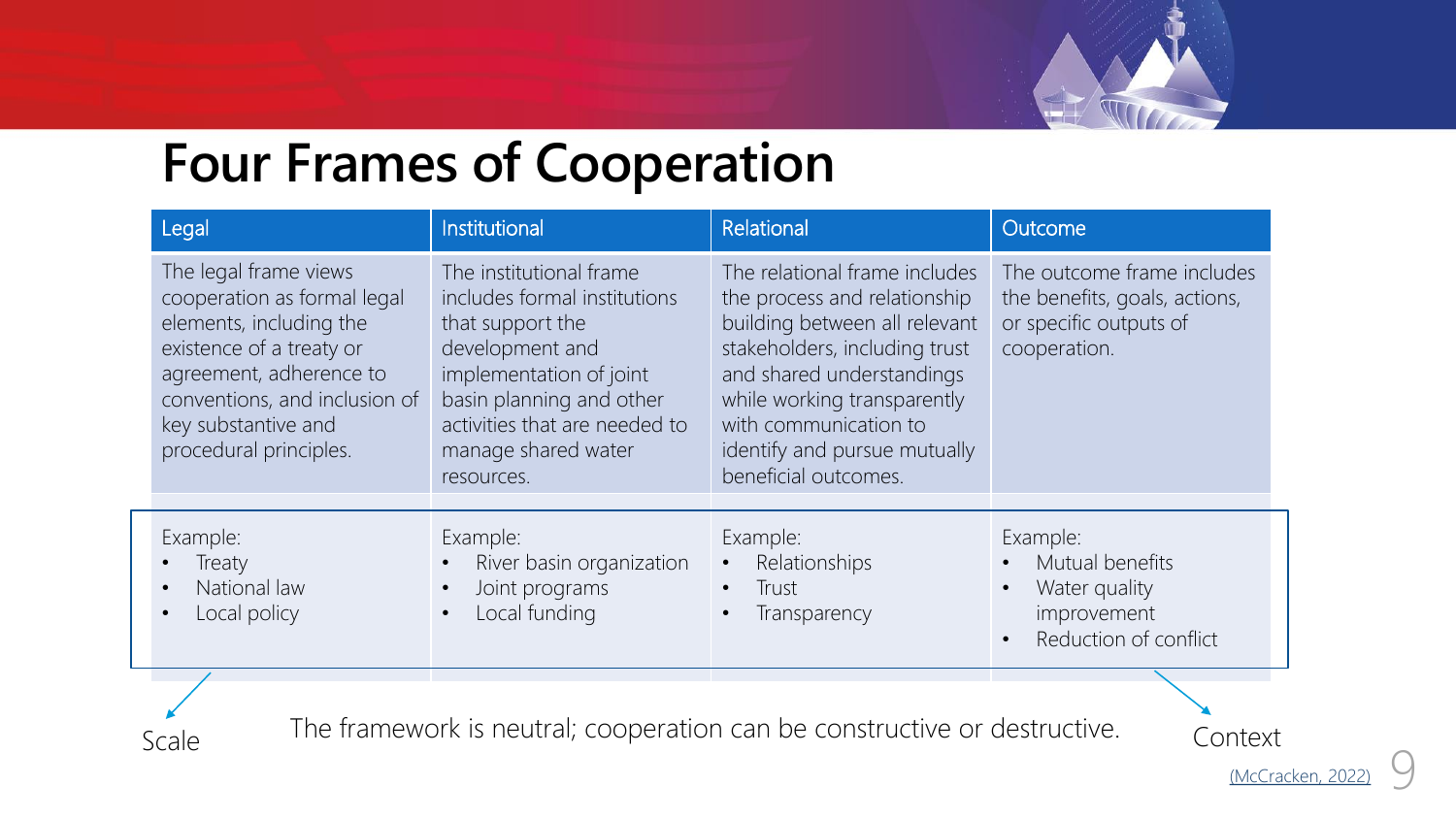# Four Frames of Cooperation

| Legal | Institutional | Relational | Outcome |
| --- | --- | --- | --- |
| The legal frame views cooperation as formal legal elements, including the existence of a treaty or agreement, adherence to conventions, and inclusion of key substantive and procedural principles. | The institutional frame includes formal institutions that support the development and implementation of joint basin planning and other activities that are needed to manage shared water resources. | The relational frame includes the process and relationship building between all relevant stakeholders, including trust and shared understandings while working transparently with communication to identify and pursue mutually beneficial outcomes. | The outcome frame includes the benefits, goals, actions, or specific outputs of cooperation. |
| Example:<br>• Treaty<br>• National law<br>• Local policy | Example:<br>• River basin organization<br>• Joint programs<br>• Local funding | Example:<br>• Relationships<br>• Trust<br>• Transparency | Example:<br>• Mutual benefits<br>• Water quality improvement<br>• Reduction of conflict |

Scale

The framework is neutral; cooperation can be constructive or destructive.

Context

(McCracken, 2022)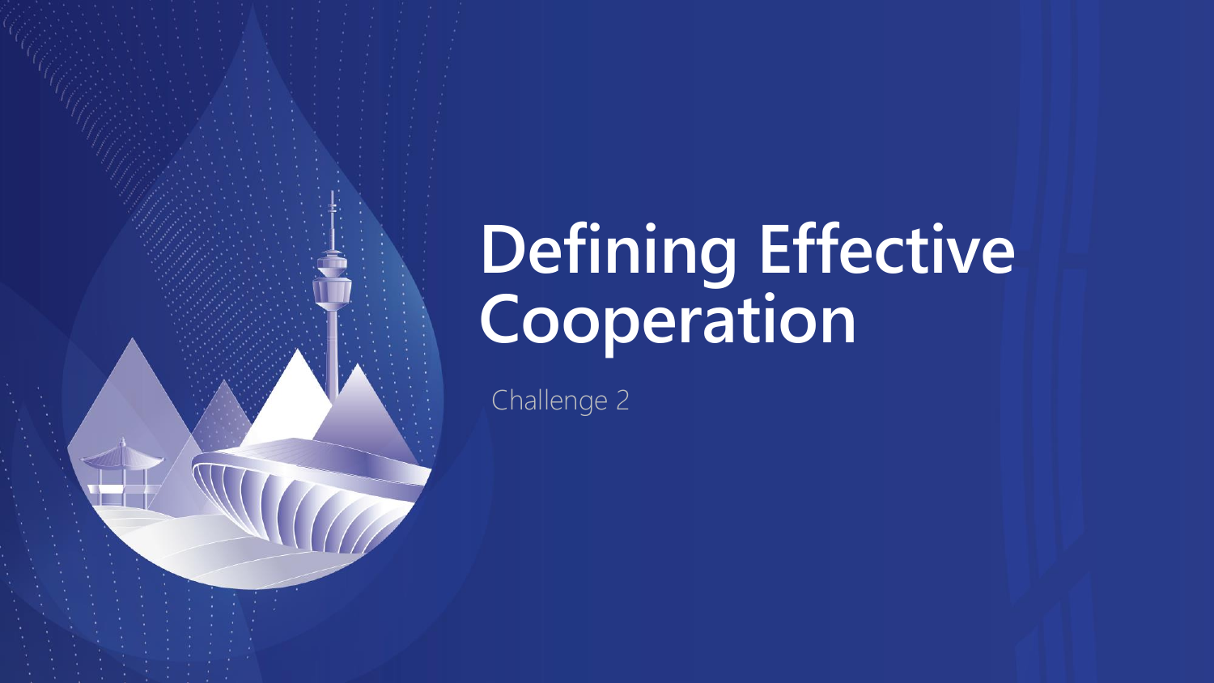# Defining Effective Cooperation

Challenge 2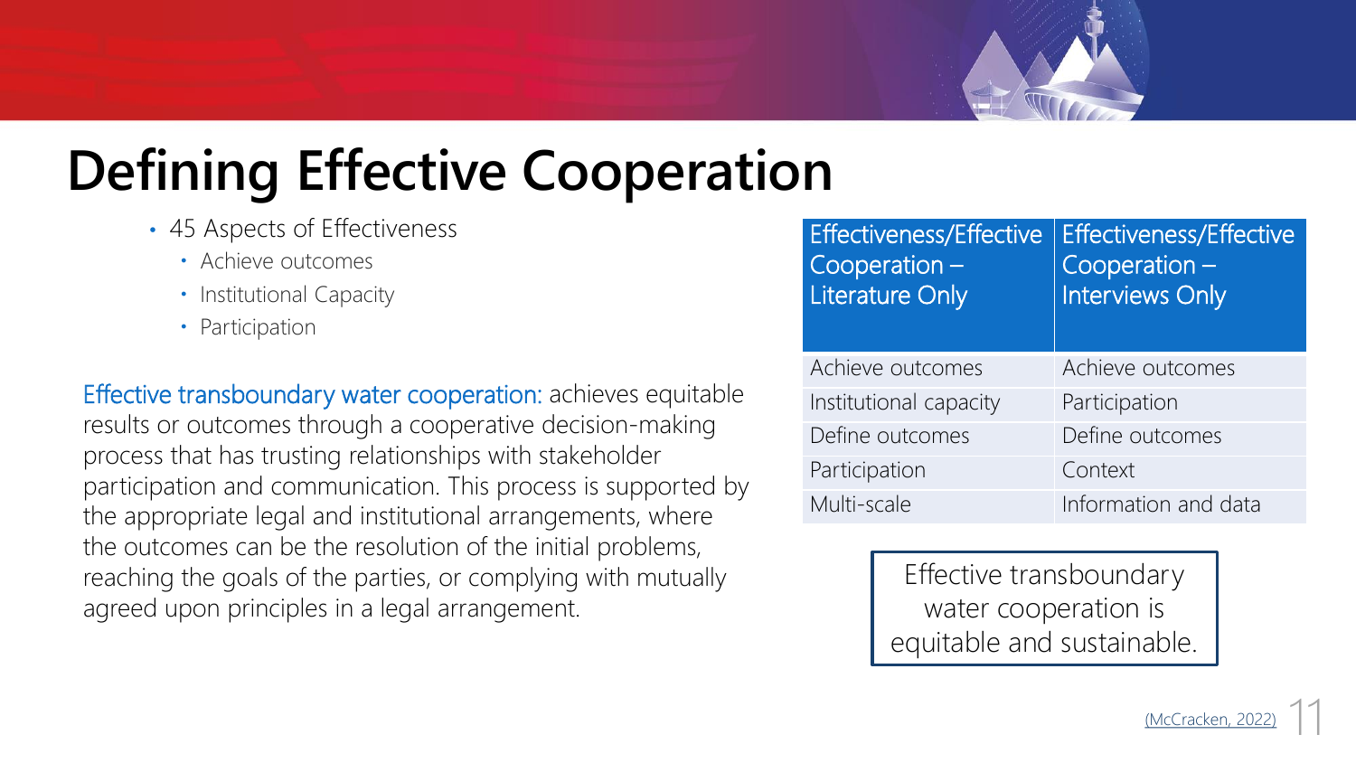# Defining Effective Cooperation

- 45 Aspects of Effectiveness
  - Achieve outcomes
  - Institutional Capacity
  - Participation

Effective transboundary water cooperation: achieves equitable results or outcomes through a cooperative decision-making process that has trusting relationships with stakeholder participation and communication. This process is supported by the appropriate legal and institutional arrangements, where the outcomes can be the resolution of the initial problems, reaching the goals of the parties, or complying with mutually agreed upon principles in a legal arrangement.

| Effectiveness/Effective Cooperation – Literature Only | Effectiveness/Effective Cooperation – Interviews Only |
|---|---|
| Achieve outcomes | Achieve outcomes |
| Institutional capacity | Participation |
| Define outcomes | Define outcomes |
| Participation | Context |
| Multi-scale | Information and data |

Effective transboundary water cooperation is equitable and sustainable.

(McCracken, 2022)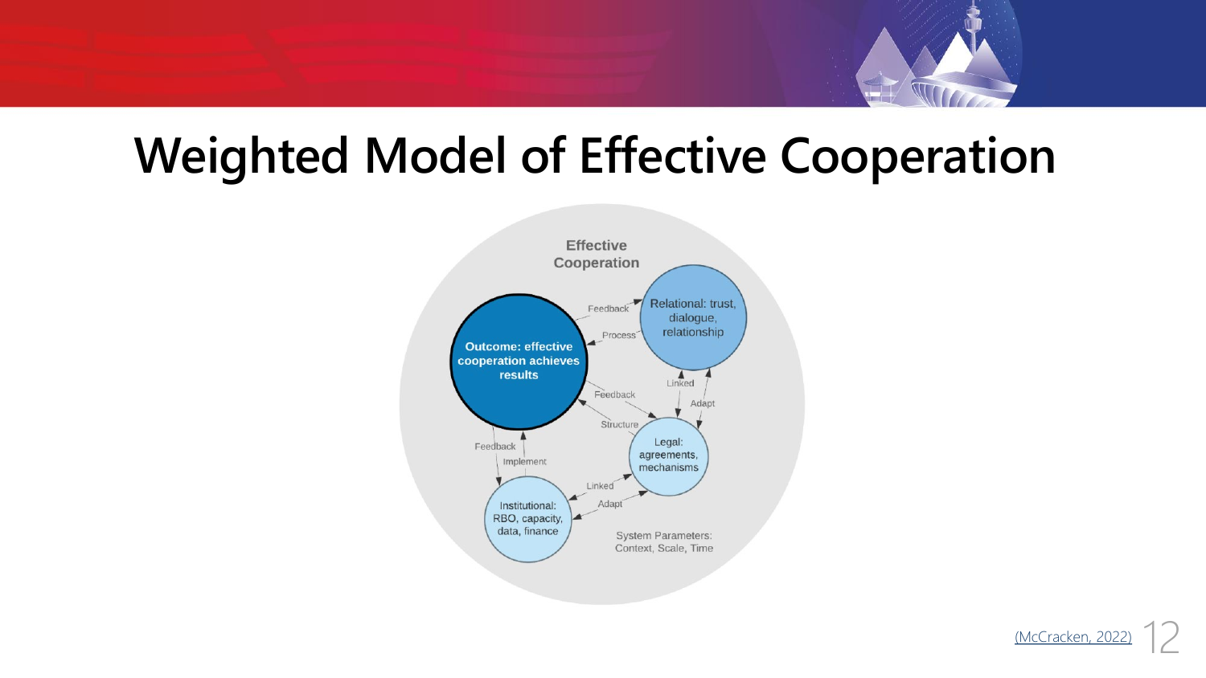# Weighted Model of Effective Cooperation

Effective Cooperation

Outcome: effective cooperation achieves results

Relational: trust, dialogue, relationship

Legal: agreements, mechanisms

Institutional: RBO, capacity, data, finance

Feedback

Process

Feedback

Structure

Linked

Adapt

Feedback

Implement

Linked

Adapt

System Parameters: Context, Scale, Time

(McCracken, 2022)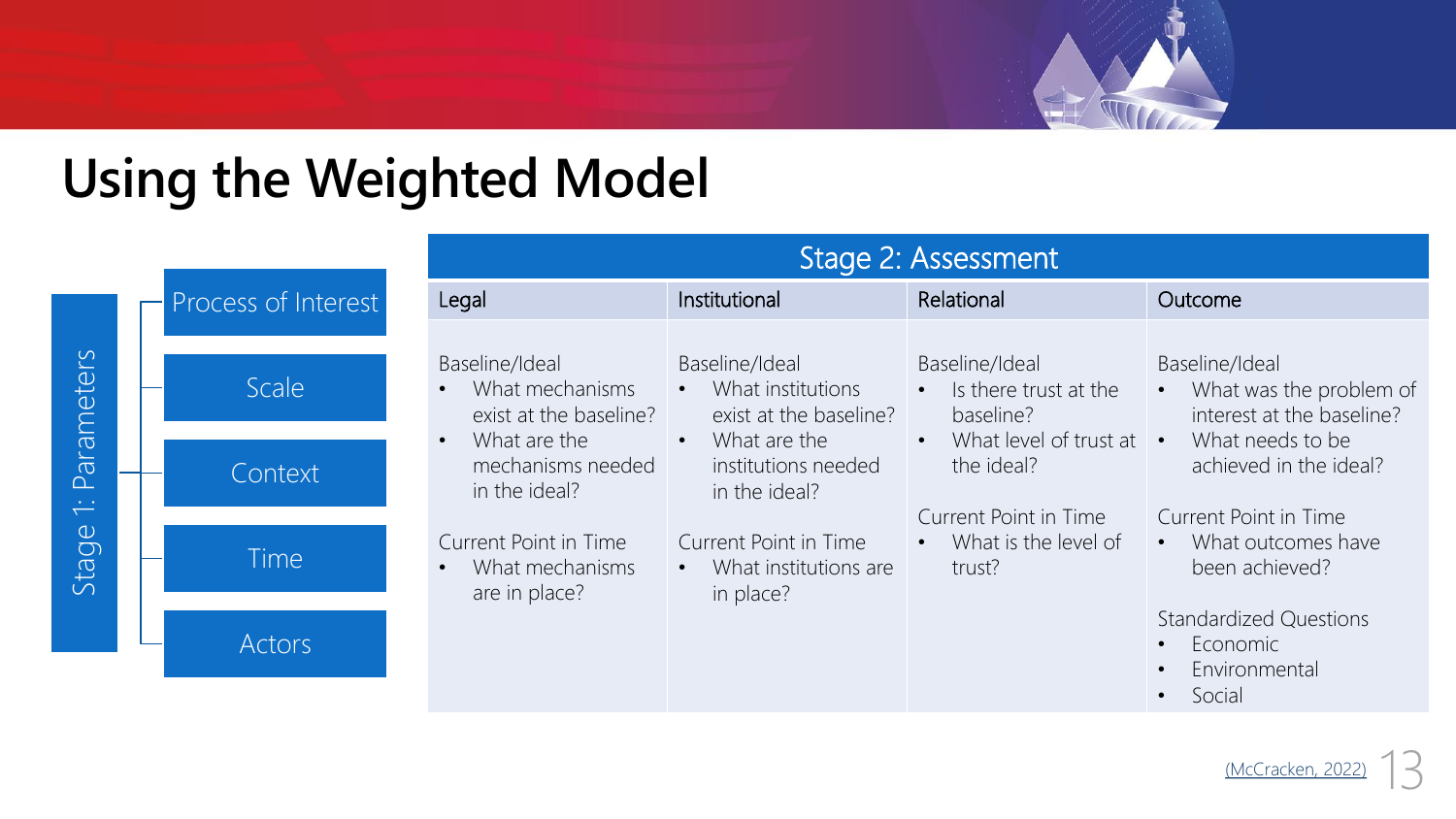# Using the Weighted Model

**Stage 1: Parameters**

- Process of Interest
- Scale
- Context
- Time
- Actors

**Stage 2: Assessment**

| Legal | Institutional | Relational | Outcome |
|---|---|---|---|
| Baseline/Ideal<br>• What mechanisms exist at the baseline?<br>• What are the mechanisms needed in the ideal?<br><br>Current Point in Time<br>• What mechanisms are in place? | Baseline/Ideal<br>• What institutions exist at the baseline?<br>• What are the institutions needed in the ideal?<br><br>Current Point in Time<br>• What institutions are in place? | Baseline/Ideal<br>• Is there trust at the baseline?<br>• What level of trust at the ideal?<br><br>Current Point in Time<br>• What is the level of trust? | Baseline/Ideal<br>• What was the problem of interest at the baseline?<br>• What needs to be achieved in the ideal?<br><br>Current Point in Time<br>• What outcomes have been achieved?<br><br>Standardized Questions<br>• Economic<br>• Environmental<br>• Social |

(McCracken, 2022)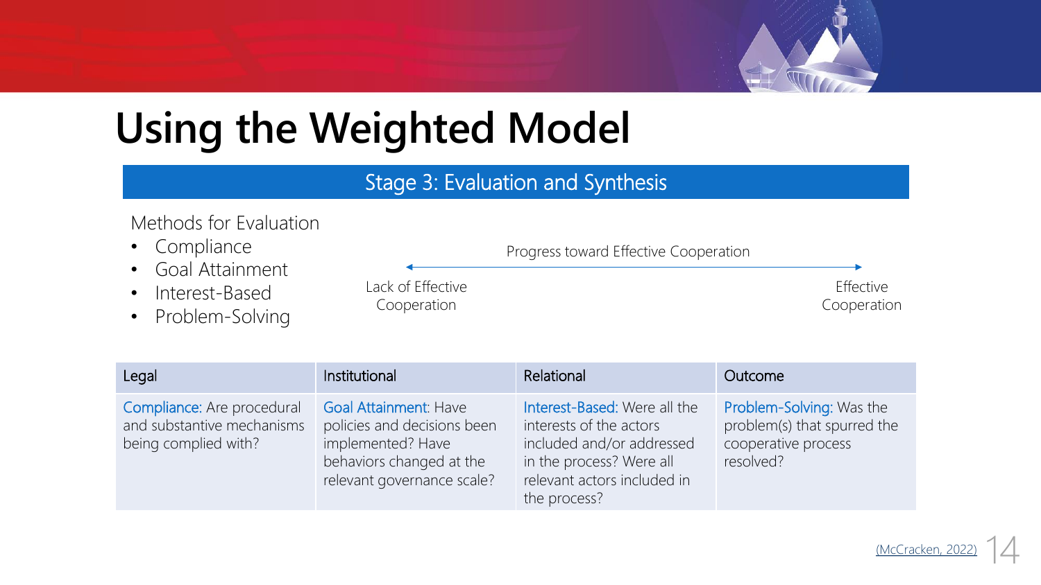# Using the Weighted Model

## Stage 3: Evaluation and Synthesis

Methods for Evaluation

- Compliance
- Goal Attainment
- Interest-Based
- Problem-Solving

Progress toward Effective Cooperation

Lack of Effective Cooperation ⟷ Effective Cooperation

| Legal | Institutional | Relational | Outcome |
| --- | --- | --- | --- |
| Compliance: Are procedural and substantive mechanisms being complied with? | Goal Attainment: Have policies and decisions been implemented? Have behaviors changed at the relevant governance scale? | Interest-Based: Were all the interests of the actors included and/or addressed in the process? Were all relevant actors included in the process? | Problem-Solving: Was the problem(s) that spurred the cooperative process resolved? |

(McCracken, 2022)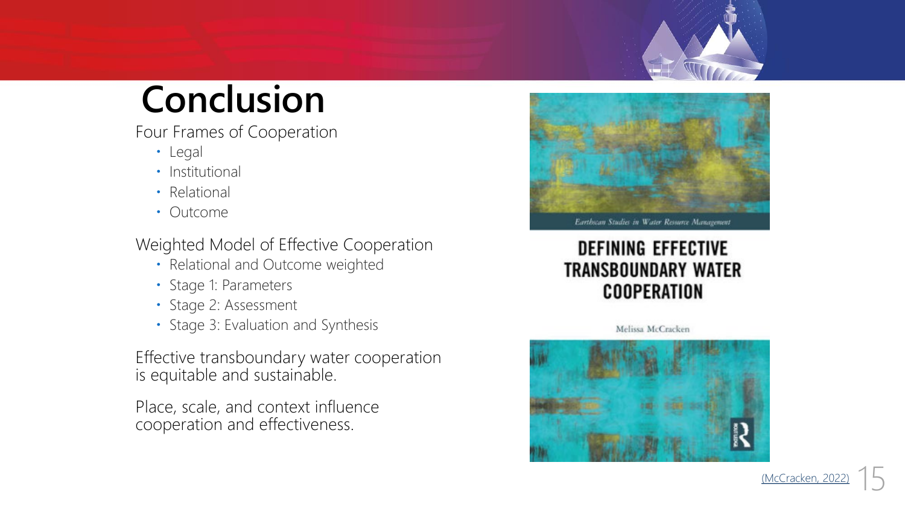# Conclusion

Four Frames of Cooperation

- Legal
- Institutional
- Relational
- Outcome

Weighted Model of Effective Cooperation

- Relational and Outcome weighted
- Stage 1: Parameters
- Stage 2: Assessment
- Stage 3: Evaluation and Synthesis

Effective transboundary water cooperation is equitable and sustainable.

Place, scale, and context influence cooperation and effectiveness.

Earthscan Studies in Water Resource Management

DEFINING EFFECTIVE TRANSBOUNDARY WATER COOPERATION

Melissa McCracken

(McCracken, 2022)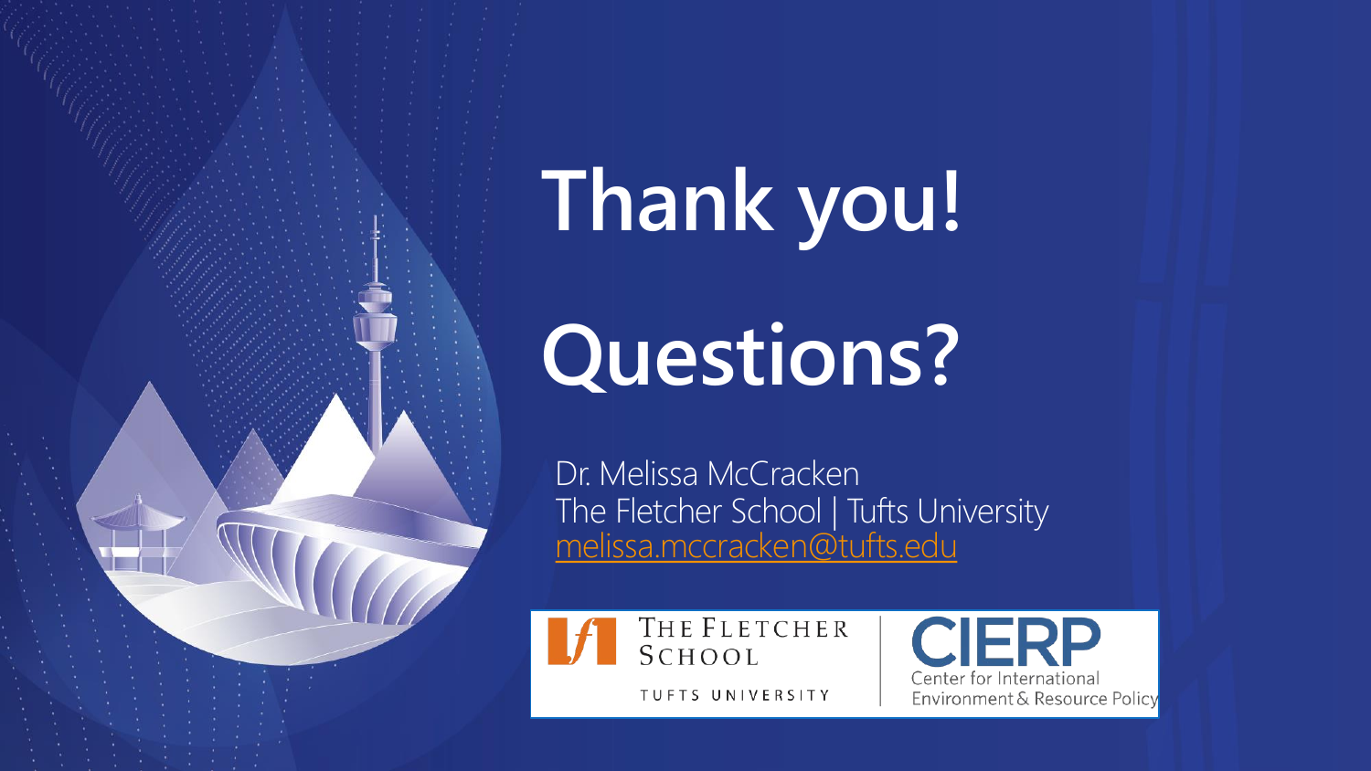# Thank you!

# Questions?

Dr. Melissa McCracken
The Fletcher School | Tufts University
melissa.mccracken@tufts.edu

THE FLETCHER SCHOOL
TUFTS UNIVERSITY

CIERP
Center for International Environment & Resource Policy